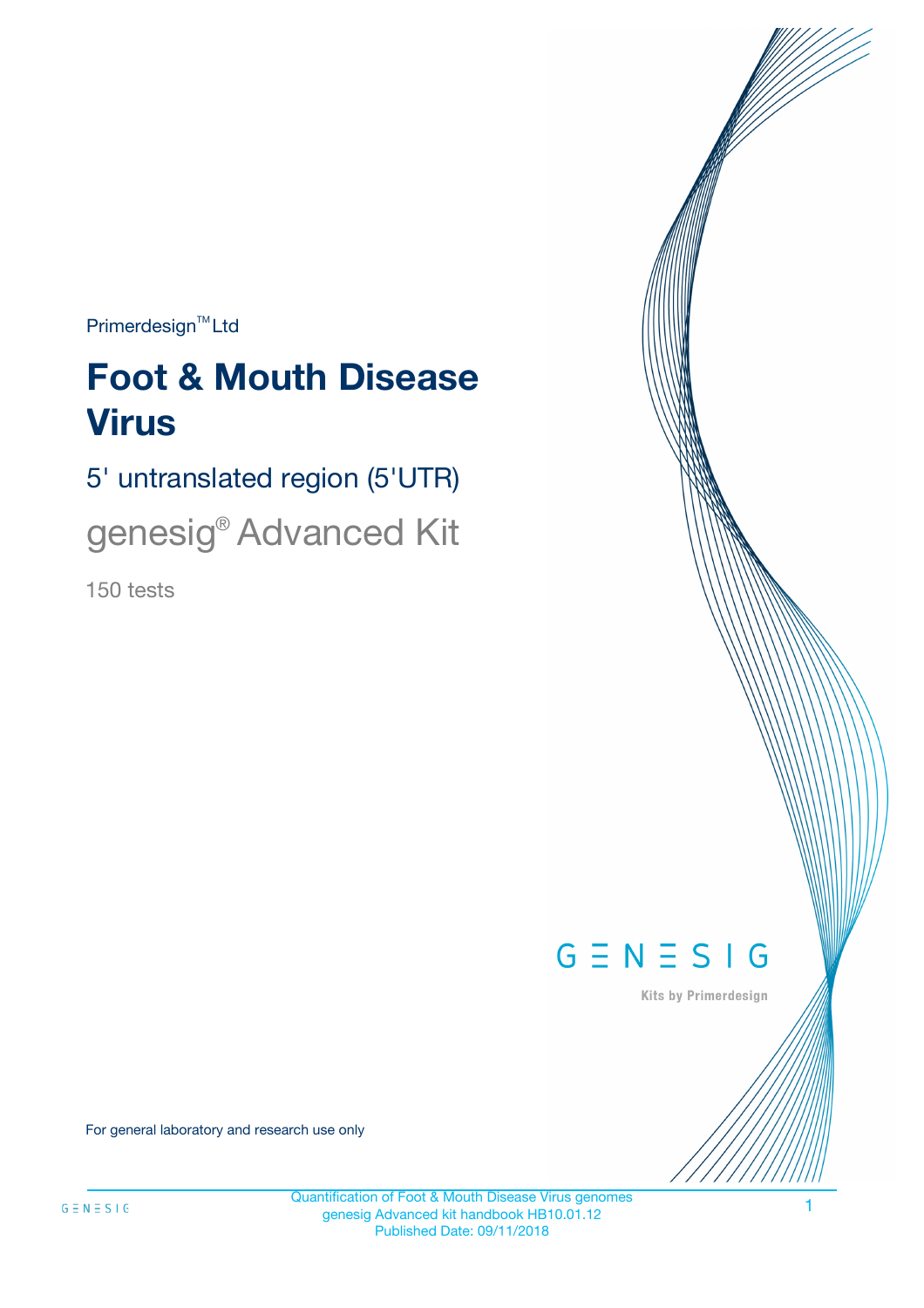Primerdesign™ Ltd

# Foot & Mouth Disease Virus

## 5' untranslated region (5'UTR)

## genesig® Advanced Kit

150 tests

GENESIG

Kits by Primerdesign

For general laboratory and research use only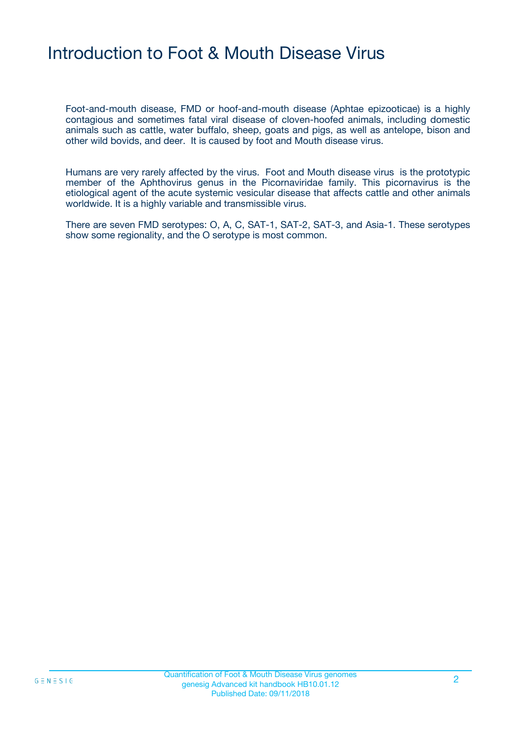# Introduction to Foot & Mouth Disease Virus

Foot-and-mouth disease, FMD or hoof-and-mouth disease (Aphtae epizooticae) is a highly contagious and sometimes fatal viral disease of cloven-hoofed animals, including domestic animals such as cattle, water buffalo, sheep, goats and pigs, as well as antelope, bison and other wild bovids, and deer. It is caused by foot and Mouth disease virus.

Humans are very rarely affected by the virus. Foot and Mouth disease virus is the prototypic member of the Aphthovirus genus in the Picornaviridae family. This picornavirus is the etiological agent of the acute systemic vesicular disease that affects cattle and other animals worldwide. It is a highly variable and transmissible virus.

There are seven FMD serotypes: O, A, C, SAT-1, SAT-2, SAT-3, and Asia-1. These serotypes show some regionality, and the O serotype is most common.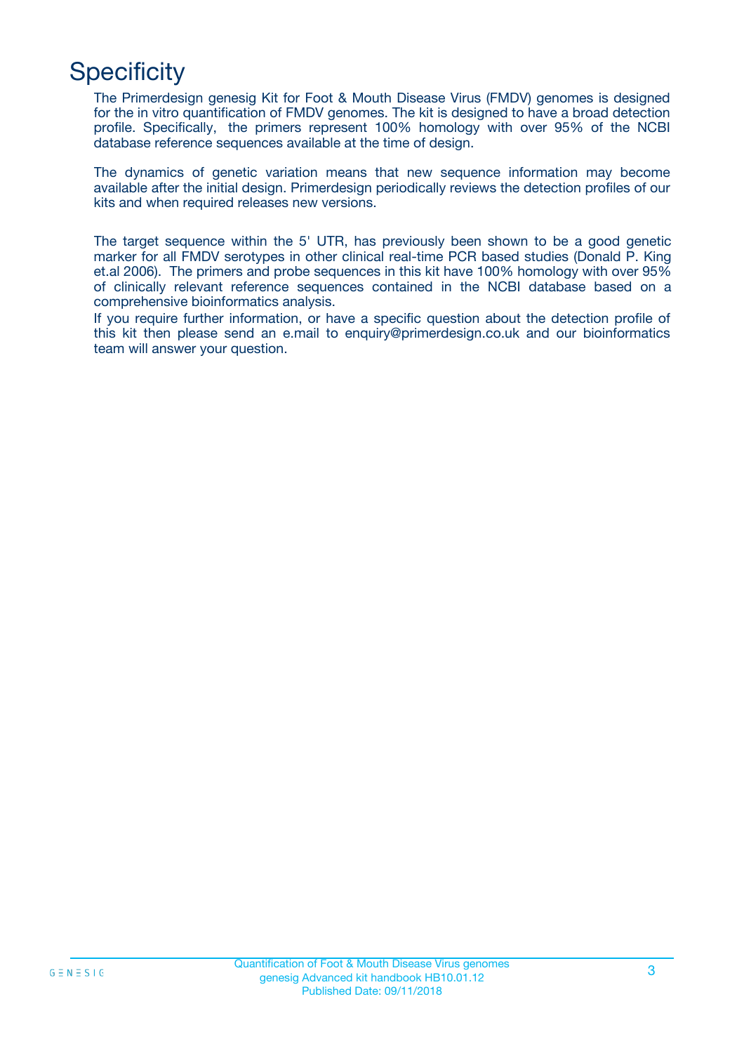# Specificity

The Primerdesign genesig Kit for Foot & Mouth Disease Virus (FMDV) genomes is designed for the in vitro quantification of FMDV genomes. The kit is designed to have a broad detection profile. Specifically, the primers represent 100% homology with over 95% of the NCBI database reference sequences available at the time of design.

The dynamics of genetic variation means that new sequence information may become available after the initial design. Primerdesign periodically reviews the detection profiles of our kits and when required releases new versions.

The target sequence within the 5' UTR, has previously been shown to be a good genetic marker for all FMDV serotypes in other clinical real-time PCR based studies (Donald P. King et.al 2006). The primers and probe sequences in this kit have 100% homology with over 95% of clinically relevant reference sequences contained in the NCBI database based on a comprehensive bioinformatics analysis.

If you require further information, or have a specific question about the detection profile of this kit then please send an e.mail to enquiry@primerdesign.co.uk and our bioinformatics team will answer your question.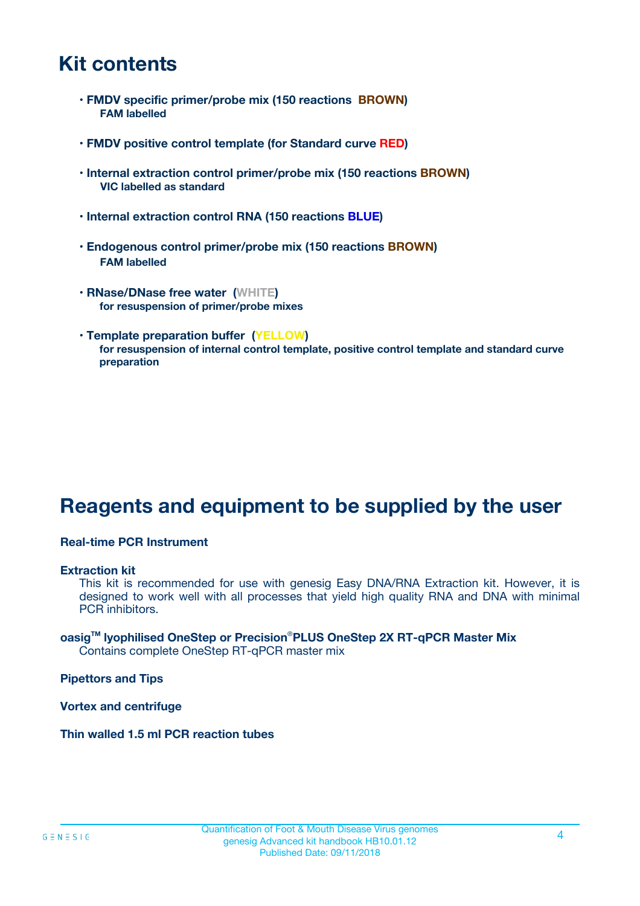# Kit contents

- **FMDV specific primer/probe mix (150 reactions BROWN)**
  **FAM labelled**

- **FMDV positive control template (for Standard curve RED)**

- **Internal extraction control primer/probe mix (150 reactions BROWN)**
  **VIC labelled as standard**

- **Internal extraction control RNA (150 reactions BLUE)**

- **Endogenous control primer/probe mix (150 reactions BROWN)**
  **FAM labelled**

- **RNase/DNase free water (WHITE)**
  **for resuspension of primer/probe mixes**

- **Template preparation buffer (YELLOW)**
  **for resuspension of internal control template, positive control template and standard curve preparation**

# Reagents and equipment to be supplied by the user

**Real-time PCR Instrument**

**Extraction kit**

This kit is recommended for use with genesig Easy DNA/RNA Extraction kit. However, it is designed to work well with all processes that yield high quality RNA and DNA with minimal PCR inhibitors.

**oasig™ lyophilised OneStep or Precision®PLUS OneStep 2X RT-qPCR Master Mix**

Contains complete OneStep RT-qPCR master mix

**Pipettors and Tips**

**Vortex and centrifuge**

**Thin walled 1.5 ml PCR reaction tubes**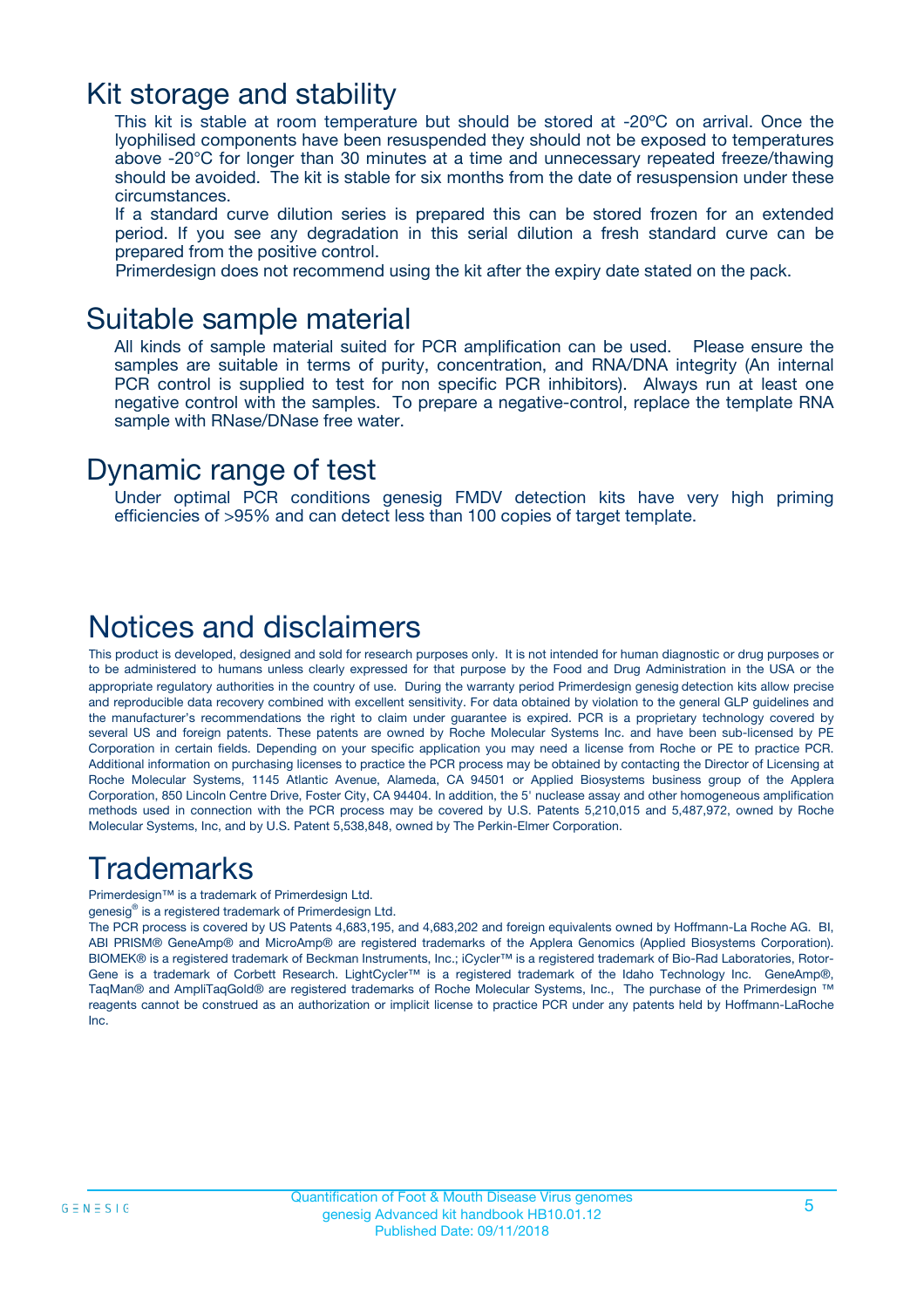# Kit storage and stability

This kit is stable at room temperature but should be stored at -20ºC on arrival. Once the lyophilised components have been resuspended they should not be exposed to temperatures above -20°C for longer than 30 minutes at a time and unnecessary repeated freeze/thawing should be avoided. The kit is stable for six months from the date of resuspension under these circumstances.

If a standard curve dilution series is prepared this can be stored frozen for an extended period. If you see any degradation in this serial dilution a fresh standard curve can be prepared from the positive control.

Primerdesign does not recommend using the kit after the expiry date stated on the pack.

# Suitable sample material

All kinds of sample material suited for PCR amplification can be used. Please ensure the samples are suitable in terms of purity, concentration, and RNA/DNA integrity (An internal PCR control is supplied to test for non specific PCR inhibitors). Always run at least one negative control with the samples. To prepare a negative-control, replace the template RNA sample with RNase/DNase free water.

# Dynamic range of test

Under optimal PCR conditions genesig FMDV detection kits have very high priming efficiencies of >95% and can detect less than 100 copies of target template.

# Notices and disclaimers

This product is developed, designed and sold for research purposes only. It is not intended for human diagnostic or drug purposes or to be administered to humans unless clearly expressed for that purpose by the Food and Drug Administration in the USA or the appropriate regulatory authorities in the country of use. During the warranty period Primerdesign genesig detection kits allow precise and reproducible data recovery combined with excellent sensitivity. For data obtained by violation to the general GLP guidelines and the manufacturer's recommendations the right to claim under guarantee is expired. PCR is a proprietary technology covered by several US and foreign patents. These patents are owned by Roche Molecular Systems Inc. and have been sub-licensed by PE Corporation in certain fields. Depending on your specific application you may need a license from Roche or PE to practice PCR. Additional information on purchasing licenses to practice the PCR process may be obtained by contacting the Director of Licensing at Roche Molecular Systems, 1145 Atlantic Avenue, Alameda, CA 94501 or Applied Biosystems business group of the Applera Corporation, 850 Lincoln Centre Drive, Foster City, CA 94404. In addition, the 5' nuclease assay and other homogeneous amplification methods used in connection with the PCR process may be covered by U.S. Patents 5,210,015 and 5,487,972, owned by Roche Molecular Systems, Inc, and by U.S. Patent 5,538,848, owned by The Perkin-Elmer Corporation.

# Trademarks

Primerdesign™ is a trademark of Primerdesign Ltd.

genesig® is a registered trademark of Primerdesign Ltd.

The PCR process is covered by US Patents 4,683,195, and 4,683,202 and foreign equivalents owned by Hoffmann-La Roche AG. BI, ABI PRISM® GeneAmp® and MicroAmp® are registered trademarks of the Applera Genomics (Applied Biosystems Corporation). BIOMEK® is a registered trademark of Beckman Instruments, Inc.; iCycler™ is a registered trademark of Bio-Rad Laboratories, Rotor-Gene is a trademark of Corbett Research. LightCycler™ is a registered trademark of the Idaho Technology Inc. GeneAmp®, TaqMan® and AmpliTaqGold® are registered trademarks of Roche Molecular Systems, Inc., The purchase of the Primerdesign ™ reagents cannot be construed as an authorization or implicit license to practice PCR under any patents held by Hoffmann-LaRoche Inc.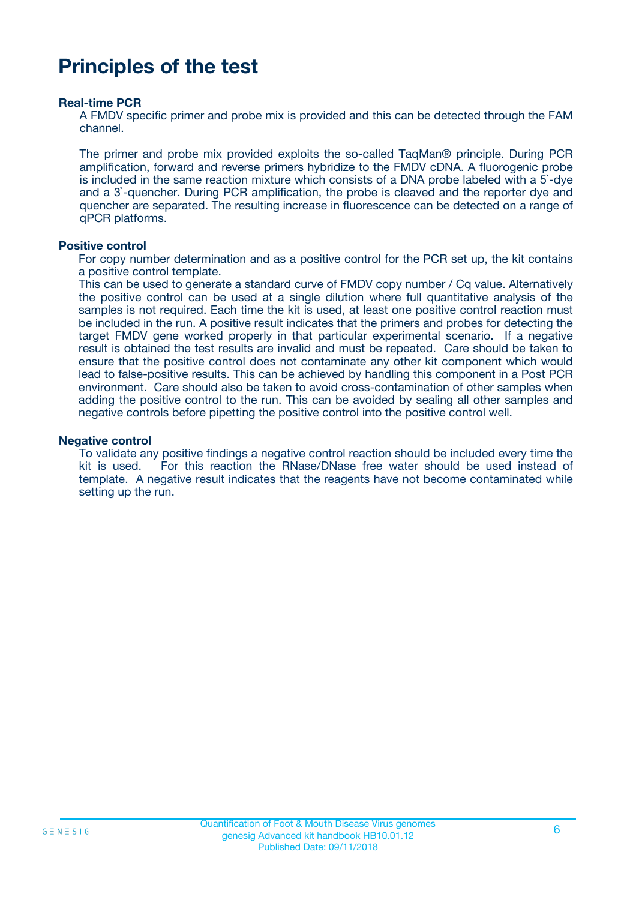# Principles of the test

### Real-time PCR

A FMDV specific primer and probe mix is provided and this can be detected through the FAM channel.

The primer and probe mix provided exploits the so-called TaqMan® principle. During PCR amplification, forward and reverse primers hybridize to the FMDV cDNA. A fluorogenic probe is included in the same reaction mixture which consists of a DNA probe labeled with a 5`-dye and a 3`-quencher. During PCR amplification, the probe is cleaved and the reporter dye and quencher are separated. The resulting increase in fluorescence can be detected on a range of qPCR platforms.

### Positive control

For copy number determination and as a positive control for the PCR set up, the kit contains a positive control template.

This can be used to generate a standard curve of FMDV copy number / Cq value. Alternatively the positive control can be used at a single dilution where full quantitative analysis of the samples is not required. Each time the kit is used, at least one positive control reaction must be included in the run. A positive result indicates that the primers and probes for detecting the target FMDV gene worked properly in that particular experimental scenario. If a negative result is obtained the test results are invalid and must be repeated. Care should be taken to ensure that the positive control does not contaminate any other kit component which would lead to false-positive results. This can be achieved by handling this component in a Post PCR environment. Care should also be taken to avoid cross-contamination of other samples when adding the positive control to the run. This can be avoided by sealing all other samples and negative controls before pipetting the positive control into the positive control well.

### Negative control

To validate any positive findings a negative control reaction should be included every time the kit is used. For this reaction the RNase/DNase free water should be used instead of template. A negative result indicates that the reagents have not become contaminated while setting up the run.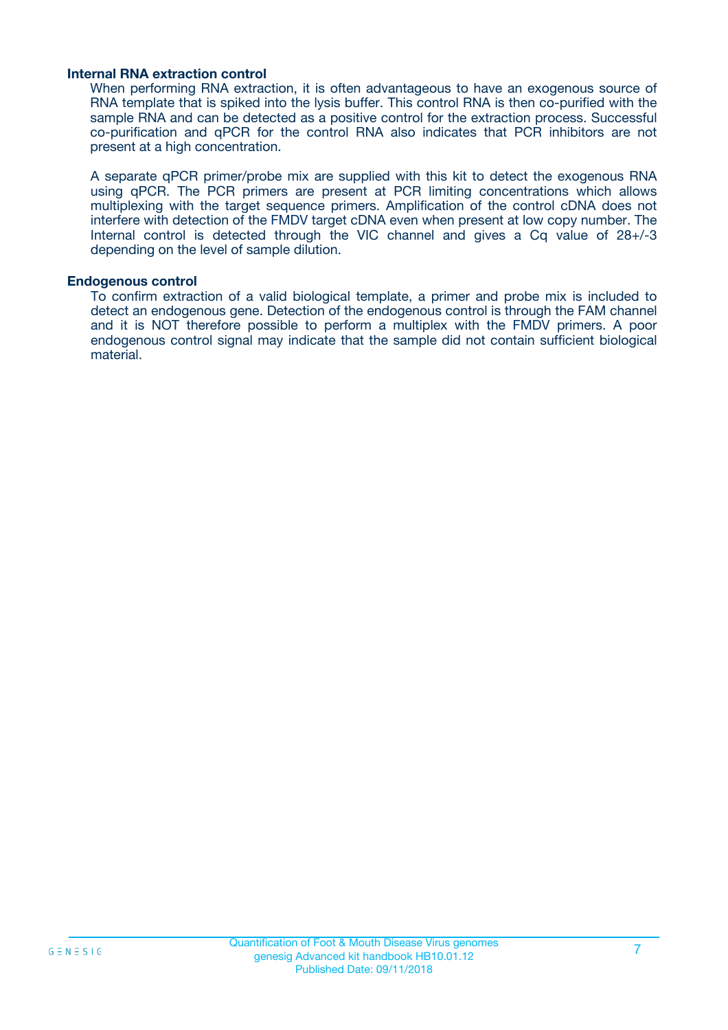### Internal RNA extraction control

When performing RNA extraction, it is often advantageous to have an exogenous source of RNA template that is spiked into the lysis buffer. This control RNA is then co-purified with the sample RNA and can be detected as a positive control for the extraction process. Successful co-purification and qPCR for the control RNA also indicates that PCR inhibitors are not present at a high concentration.

A separate qPCR primer/probe mix are supplied with this kit to detect the exogenous RNA using qPCR. The PCR primers are present at PCR limiting concentrations which allows multiplexing with the target sequence primers. Amplification of the control cDNA does not interfere with detection of the FMDV target cDNA even when present at low copy number. The Internal control is detected through the VIC channel and gives a Cq value of 28+/-3 depending on the level of sample dilution.

### Endogenous control

To confirm extraction of a valid biological template, a primer and probe mix is included to detect an endogenous gene. Detection of the endogenous control is through the FAM channel and it is NOT therefore possible to perform a multiplex with the FMDV primers. A poor endogenous control signal may indicate that the sample did not contain sufficient biological material.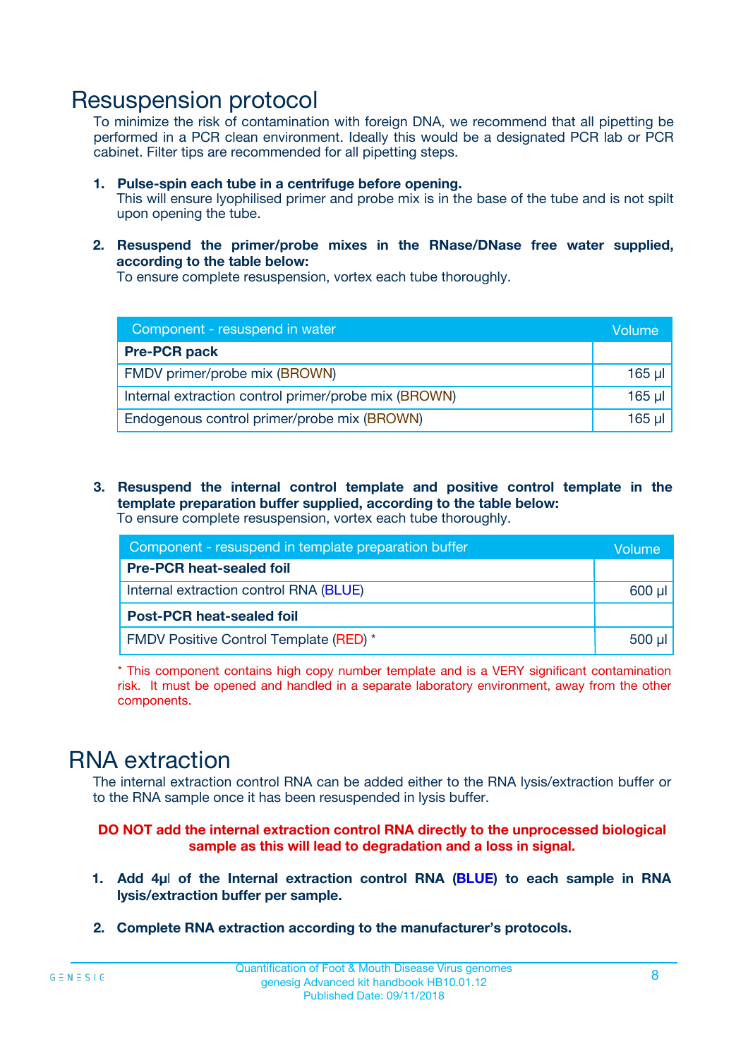# Resuspension protocol

To minimize the risk of contamination with foreign DNA, we recommend that all pipetting be performed in a PCR clean environment. Ideally this would be a designated PCR lab or PCR cabinet. Filter tips are recommended for all pipetting steps.

1. **Pulse-spin each tube in a centrifuge before opening.**
   This will ensure lyophilised primer and probe mix is in the base of the tube and is not spilt upon opening the tube.

2. **Resuspend the primer/probe mixes in the RNase/DNase free water supplied, according to the table below:**
   To ensure complete resuspension, vortex each tube thoroughly.

| Component - resuspend in water | Volume |
|---|---|
| **Pre-PCR pack** | |
| FMDV primer/probe mix (BROWN) | 165 µl |
| Internal extraction control primer/probe mix (BROWN) | 165 µl |
| Endogenous control primer/probe mix (BROWN) | 165 µl |

3. **Resuspend the internal control template and positive control template in the template preparation buffer supplied, according to the table below:**
   To ensure complete resuspension, vortex each tube thoroughly.

| Component - resuspend in template preparation buffer | Volume |
|---|---|
| **Pre-PCR heat-sealed foil** | |
| Internal extraction control RNA (BLUE) | 600 µl |
| **Post-PCR heat-sealed foil** | |
| FMDV Positive Control Template (RED) * | 500 µl |

* This component contains high copy number template and is a VERY significant contamination risk. It must be opened and handled in a separate laboratory environment, away from the other components.

# RNA extraction

The internal extraction control RNA can be added either to the RNA lysis/extraction buffer or to the RNA sample once it has been resuspended in lysis buffer.

**DO NOT add the internal extraction control RNA directly to the unprocessed biological sample as this will lead to degradation and a loss in signal.**

1. **Add 4µl of the Internal extraction control RNA (BLUE) to each sample in RNA lysis/extraction buffer per sample.**

2. **Complete RNA extraction according to the manufacturer's protocols.**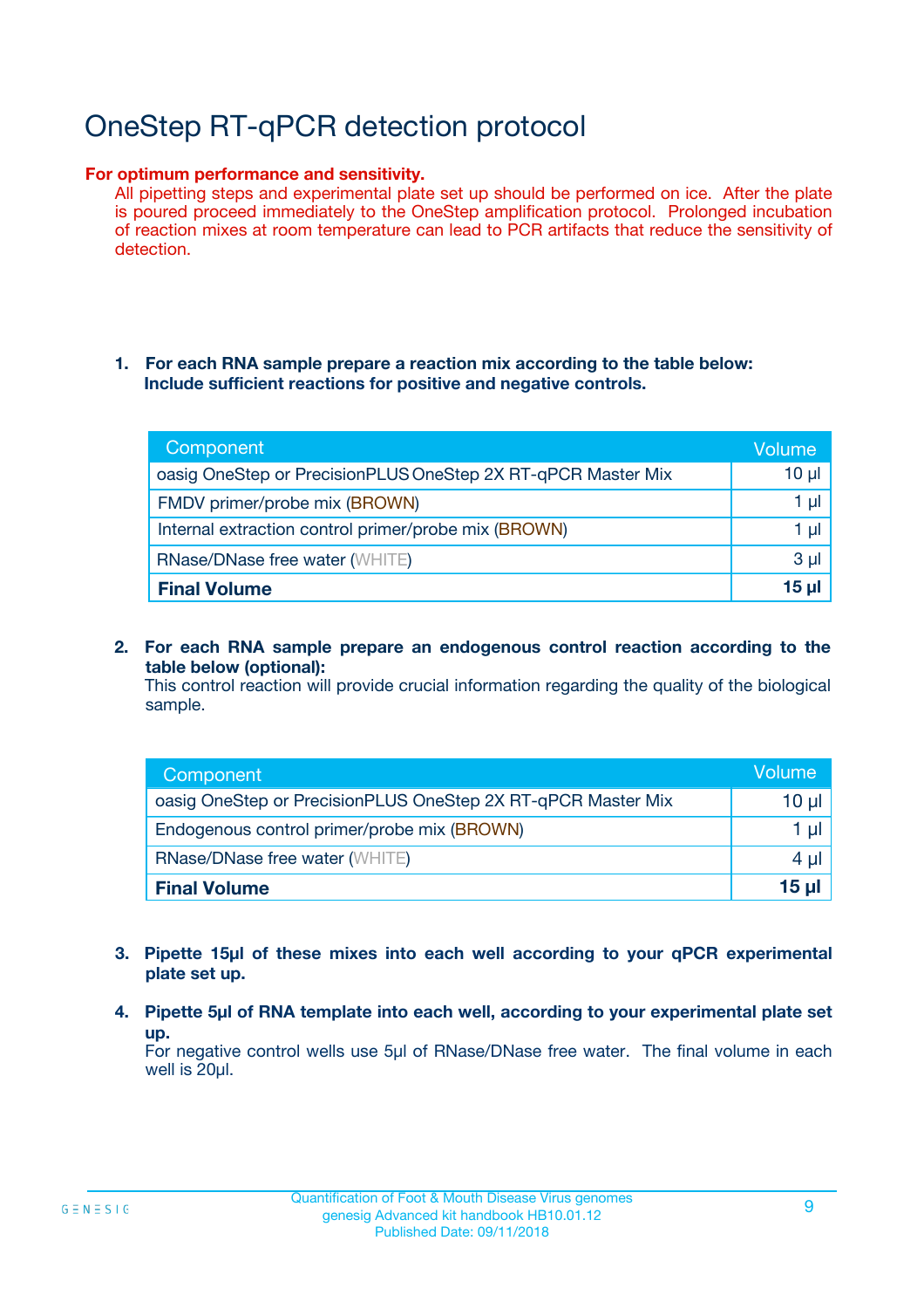# OneStep RT-qPCR detection protocol

**For optimum performance and sensitivity.**

All pipetting steps and experimental plate set up should be performed on ice. After the plate is poured proceed immediately to the OneStep amplification protocol. Prolonged incubation of reaction mixes at room temperature can lead to PCR artifacts that reduce the sensitivity of detection.

1. **For each RNA sample prepare a reaction mix according to the table below: Include sufficient reactions for positive and negative controls.**

| Component | Volume |
|---|---|
| oasig OneStep or PrecisionPLUS OneStep 2X RT-qPCR Master Mix | 10 µl |
| FMDV primer/probe mix (BROWN) | 1 µl |
| Internal extraction control primer/probe mix (BROWN) | 1 µl |
| RNase/DNase free water (WHITE) | 3 µl |
| **Final Volume** | **15 µl** |

2. **For each RNA sample prepare an endogenous control reaction according to the table below (optional):**
   This control reaction will provide crucial information regarding the quality of the biological sample.

| Component | Volume |
|---|---|
| oasig OneStep or PrecisionPLUS OneStep 2X RT-qPCR Master Mix | 10 µl |
| Endogenous control primer/probe mix (BROWN) | 1 µl |
| RNase/DNase free water (WHITE) | 4 µl |
| **Final Volume** | **15 µl** |

3. **Pipette 15µl of these mixes into each well according to your qPCR experimental plate set up.**

4. **Pipette 5µl of RNA template into each well, according to your experimental plate set up.**
   For negative control wells use 5µl of RNase/DNase free water. The final volume in each well is 20µl.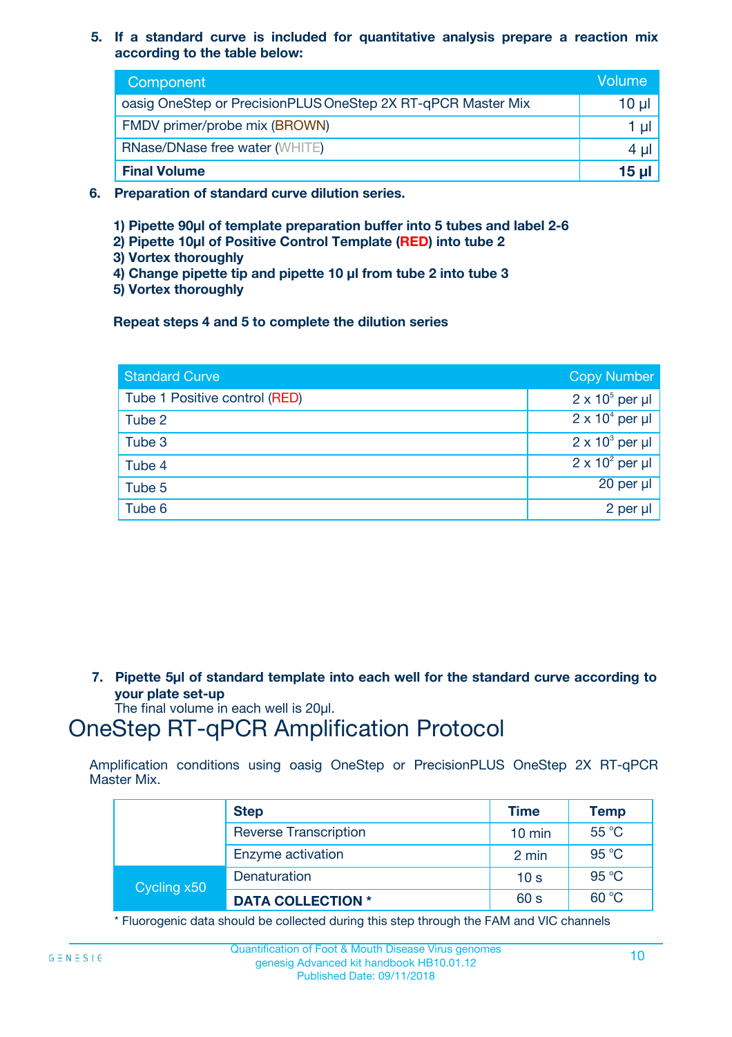5. **If a standard curve is included for quantitative analysis prepare a reaction mix according to the table below:**

| Component | Volume |
|---|---|
| oasig OneStep or PrecisionPLUS OneStep 2X RT-qPCR Master Mix | 10 µl |
| FMDV primer/probe mix (BROWN) | 1 µl |
| RNase/DNase free water (WHITE) | 4 µl |
| **Final Volume** | **15 µl** |

6. **Preparation of standard curve dilution series.**

   **1) Pipette 90µl of template preparation buffer into 5 tubes and label 2-6**
   **2) Pipette 10µl of Positive Control Template (RED) into tube 2**
   **3) Vortex thoroughly**
   **4) Change pipette tip and pipette 10 µl from tube 2 into tube 3**
   **5) Vortex thoroughly**

   **Repeat steps 4 and 5 to complete the dilution series**

| Standard Curve | Copy Number |
|---|---|
| Tube 1 Positive control (RED) | $2 \times 10^5$ per µl |
| Tube 2 | $2 \times 10^4$ per µl |
| Tube 3 | $2 \times 10^3$ per µl |
| Tube 4 | $2 \times 10^2$ per µl |
| Tube 5 | 20 per µl |
| Tube 6 | 2 per µl |

7. **Pipette 5µl of standard template into each well for the standard curve according to your plate set-up**
   The final volume in each well is 20µl.

# OneStep RT-qPCR Amplification Protocol

Amplification conditions using oasig OneStep or PrecisionPLUS OneStep 2X RT-qPCR Master Mix.

| | Step | Time | Temp |
|---|---|---|---|
| | Reverse Transcription | 10 min | 55 °C |
| | Enzyme activation | 2 min | 95 °C |
| Cycling x50 | Denaturation | 10 s | 95 °C |
| | **DATA COLLECTION *** | 60 s | 60 °C |

\* Fluorogenic data should be collected during this step through the FAM and VIC channels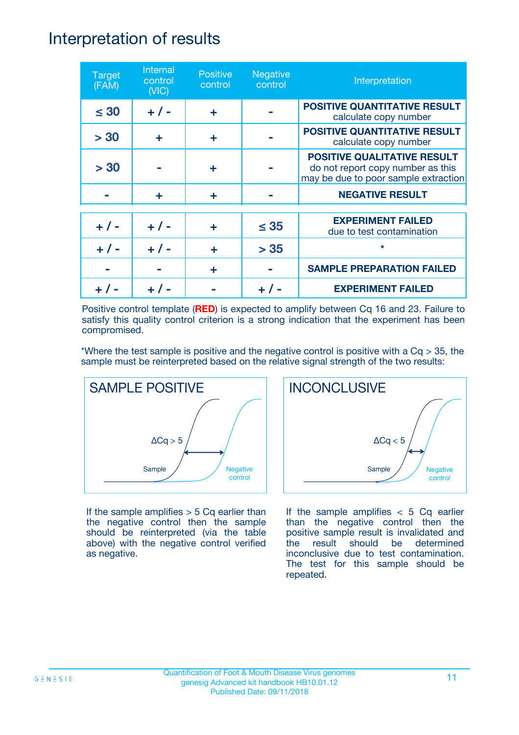# Interpretation of results

| Target (FAM) | Internal control (VIC) | Positive control | Negative control | Interpretation |
|---|---|---|---|---|
| ≤ 30 | + / - | + | - | **POSITIVE QUANTITATIVE RESULT** calculate copy number |
| > 30 | + | + | - | **POSITIVE QUANTITATIVE RESULT** calculate copy number |
| > 30 | - | + | - | **POSITIVE QUALITATIVE RESULT** do not report copy number as this may be due to poor sample extraction |
| - | + | + | - | **NEGATIVE RESULT** |
| + / - | + / - | + | ≤ 35 | **EXPERIMENT FAILED** due to test contamination |
| + / - | + / - | + | > 35 | * |
| - | - | + | - | **SAMPLE PREPARATION FAILED** |
| + / - | + / - | - | + / - | **EXPERIMENT FAILED** |

Positive control template (**RED**) is expected to amplify between Cq 16 and 23. Failure to satisfy this quality control criterion is a strong indication that the experiment has been compromised.

*Where the test sample is positive and the negative control is positive with a Cq > 35, the sample must be reinterpreted based on the relative signal strength of the two results:

**SAMPLE POSITIVE**

ΔCq > 5

Sample

Negative control

If the sample amplifies > 5 Cq earlier than the negative control then the sample should be reinterpreted (via the table above) with the negative control verified as negative.

**INCONCLUSIVE**

ΔCq < 5

Sample

Negative control

If the sample amplifies < 5 Cq earlier than the negative control then the positive sample result is invalidated and the result should be determined inconclusive due to test contamination. The test for this sample should be repeated.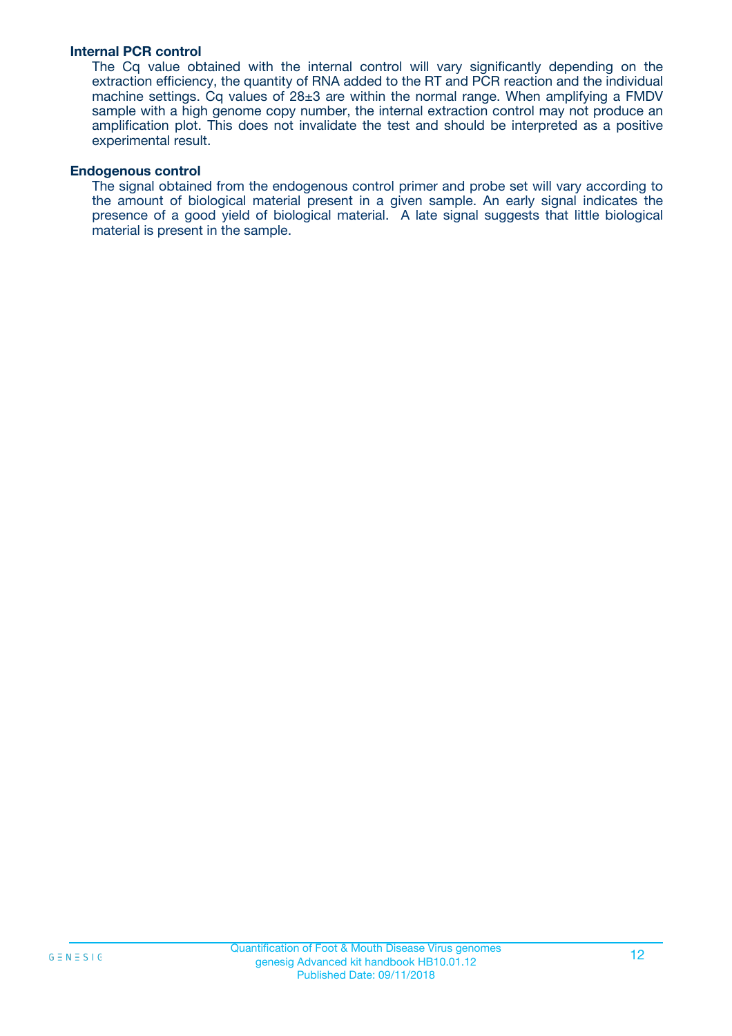### Internal PCR control

The Cq value obtained with the internal control will vary significantly depending on the extraction efficiency, the quantity of RNA added to the RT and PCR reaction and the individual machine settings. Cq values of 28±3 are within the normal range. When amplifying a FMDV sample with a high genome copy number, the internal extraction control may not produce an amplification plot. This does not invalidate the test and should be interpreted as a positive experimental result.

### Endogenous control

The signal obtained from the endogenous control primer and probe set will vary according to the amount of biological material present in a given sample. An early signal indicates the presence of a good yield of biological material. A late signal suggests that little biological material is present in the sample.